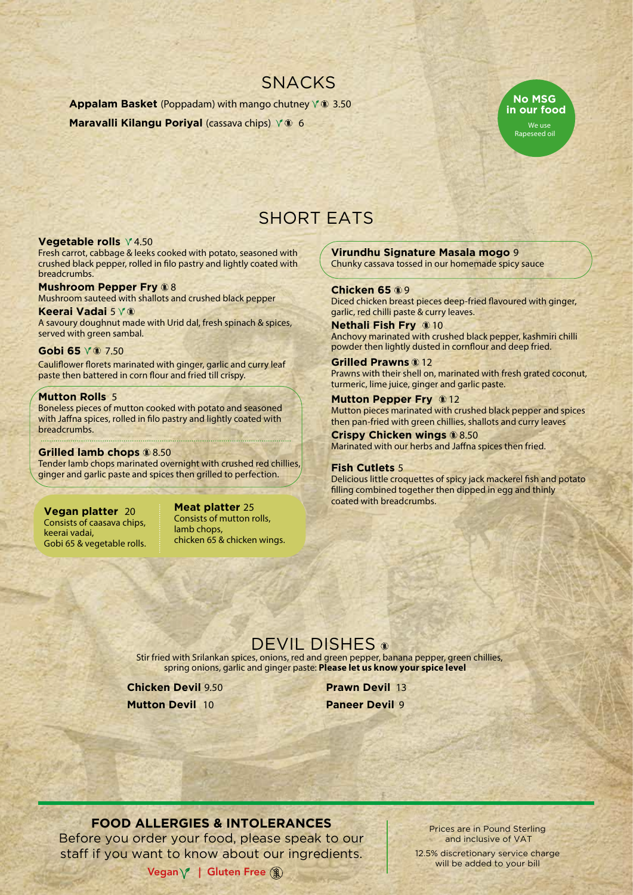# SNACKS

**Appalam Basket** (Poppadam) with mango chutney V GF 3.50

**Maravalli Kilangu Poriyal** (cassava chips) V GF 6

**No MSG in our food**
We use Rapeseed oil

# SHORT EATS

**Vegetable rolls** V 4.50
Fresh carrot, cabbage & leeks cooked with potato, seasoned with crushed black pepper, rolled in filo pastry and lightly coated with breadcrumbs.

**Mushroom Pepper Fry** GF 8
Mushroom sauteed with shallots and crushed black pepper

**Keerai Vadai** 5 V GF
A savoury doughnut made with Urid dal, fresh spinach & spices, served with green sambal.

**Gobi 65** V GF 7.50
Cauliflower florets marinated with ginger, garlic and curry leaf paste then battered in corn flour and fried till crispy.

**Mutton Rolls** 5
Boneless pieces of mutton cooked with potato and seasoned with Jaffna spices, rolled in filo pastry and lightly coated with breadcrumbs.

**Grilled lamb chops** GF 8.50
Tender lamb chops marinated overnight with crushed red chillies, ginger and garlic paste and spices then grilled to perfection.

**Vegan platter** 20
Consists of caasava chips, keerai vadai, Gobi 65 & vegetable rolls.

**Meat platter** 25
Consists of mutton rolls, lamb chops, chicken 65 & chicken wings.

**Virundhu Signature Masala mogo** 9
Chunky cassava tossed in our homemade spicy sauce

**Chicken 65** GF 9
Diced chicken breast pieces deep-fried flavoured with ginger, garlic, red chilli paste & curry leaves.

**Nethali Fish Fry** GF 10
Anchovy marinated with crushed black pepper, kashmiri chilli powder then lightly dusted in cornflour and deep fried.

**Grilled Prawns** GF 12
Prawns with their shell on, marinated with fresh grated coconut, turmeric, lime juice, ginger and garlic paste.

**Mutton Pepper Fry** GF 12
Mutton pieces marinated with crushed black pepper and spices then pan-fried with green chillies, shallots and curry leaves

**Crispy Chicken wings** GF 8.50
Marinated with our herbs and Jaffna spices then fried.

**Fish Cutlets** 5
Delicious little croquettes of spicy jack mackerel fish and potato filling combined together then dipped in egg and thinly coated with breadcrumbs.

# DEVIL DISHES GF

Stir fried with Srilankan spices, onions, red and green pepper, banana pepper, green chillies, spring onions, garlic and ginger paste: **Please let us know your spice level**

**Chicken Devil** 9.50

**Mutton Devil** 10

**Prawn Devil** 13

**Paneer Devil** 9

**FOOD ALLERGIES & INTOLERANCES**
Before you order your food, please speak to our staff if you want to know about our ingredients.
Vegan V | Gluten Free GF

Prices are in Pound Sterling and inclusive of VAT

12.5% discretionary service charge will be added to your bill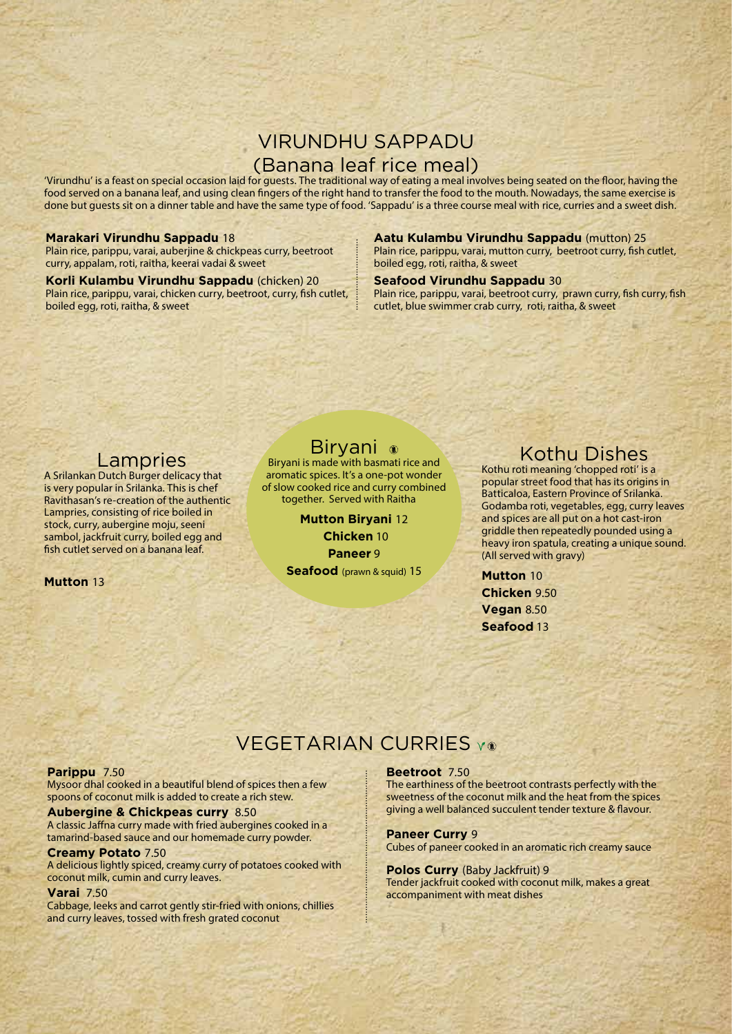# VIRUNDHU SAPPADU
## (Banana leaf rice meal)

'Virundhu' is a feast on special occasion laid for guests. The traditional way of eating a meal involves being seated on the floor, having the food served on a banana leaf, and using clean fingers of the right hand to transfer the food to the mouth. Nowadays, the same exercise is done but guests sit on a dinner table and have the same type of food. 'Sappadu' is a three course meal with rice, curries and a sweet dish.

**Marakari Virundhu Sappadu** 18
Plain rice, parippu, varai, auberjine & chickpeas curry, beetroot curry, appalam, roti, raitha, keerai vadai & sweet

**Korli Kulambu Virundhu Sappadu** (chicken) 20
Plain rice, parippu, varai, chicken curry, beetroot, curry, fish cutlet, boiled egg, roti, raitha, & sweet

**Aatu Kulambu Virundhu Sappadu** (mutton) 25
Plain rice, parippu, varai, mutton curry, beetroot curry, fish cutlet, boiled egg, roti, raitha, & sweet

**Seafood Virundhu Sappadu** 30
Plain rice, parippu, varai, beetroot curry, prawn curry, fish curry, fish cutlet, blue swimmer crab curry, roti, raitha, & sweet

## Lampries

A Srilankan Dutch Burger delicacy that is very popular in Srilanka. This is chef Ravithasan's re-creation of the authentic Lampries, consisting of rice boiled in stock, curry, aubergine moju, seeni sambol, jackfruit curry, boiled egg and fish cutlet served on a banana leaf.

**Mutton** 13

## Biryani

Biryani is made with basmati rice and aromatic spices. It's a one-pot wonder of slow cooked rice and curry combined together. Served with Raitha

**Mutton Biryani** 12
**Chicken** 10
**Paneer** 9
**Seafood** (prawn & squid) 15

## Kothu Dishes

Kothu roti meaning 'chopped roti' is a popular street food that has its origins in Batticaloa, Eastern Province of Srilanka. Godamba roti, vegetables, egg, curry leaves and spices are all put on a hot cast-iron griddle then repeatedly pounded using a heavy iron spatula, creating a unique sound. (All served with gravy)

**Mutton** 10
**Chicken** 9.50
**Vegan** 8.50
**Seafood** 13

# VEGETARIAN CURRIES

**Parippu** 7.50
Mysoor dhal cooked in a beautiful blend of spices then a few spoons of coconut milk is added to create a rich stew.

**Aubergine & Chickpeas curry** 8.50
A classic Jaffna curry made with fried aubergines cooked in a tamarind-based sauce and our homemade curry powder.

**Creamy Potato** 7.50
A delicious lightly spiced, creamy curry of potatoes cooked with coconut milk, cumin and curry leaves.

**Varai** 7.50
Cabbage, leeks and carrot gently stir-fried with onions, chillies and curry leaves, tossed with fresh grated coconut

**Beetroot** 7.50
The earthiness of the beetroot contrasts perfectly with the sweetness of the coconut milk and the heat from the spices giving a well balanced succulent tender texture & flavour.

**Paneer Curry** 9
Cubes of paneer cooked in an aromatic rich creamy sauce

**Polos Curry** (Baby Jackfruit) 9
Tender jackfruit cooked with coconut milk, makes a great accompaniment with meat dishes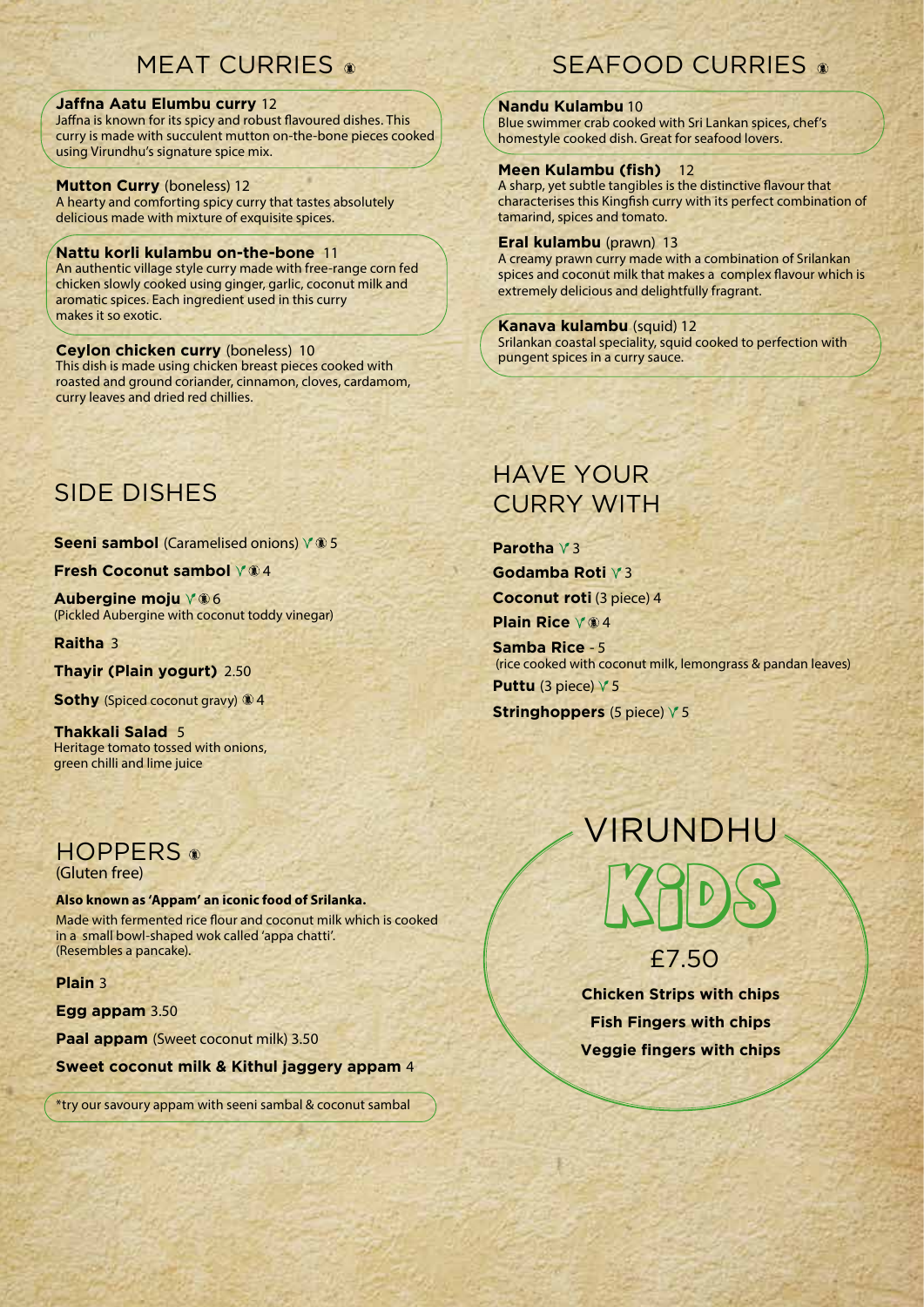## MEAT CURRIES

**Jaffna Aatu Elumbu curry** 12
Jaffna is known for its spicy and robust flavoured dishes. This curry is made with succulent mutton on-the-bone pieces cooked using Virundhu's signature spice mix.

**Mutton Curry** (boneless) 12
A hearty and comforting spicy curry that tastes absolutely delicious made with mixture of exquisite spices.

**Nattu korli kulambu on-the-bone** 11
An authentic village style curry made with free-range corn fed chicken slowly cooked using ginger, garlic, coconut milk and aromatic spices. Each ingredient used in this curry makes it so exotic.

**Ceylon chicken curry** (boneless) 10
This dish is made using chicken breast pieces cooked with roasted and ground coriander, cinnamon, cloves, cardamom, curry leaves and dried red chillies.

## SEAFOOD CURRIES

**Nandu Kulambu** 10
Blue swimmer crab cooked with Sri Lankan spices, chef's homestyle cooked dish. Great for seafood lovers.

**Meen Kulambu (fish)** 12
A sharp, yet subtle tangibles is the distinctive flavour that characterises this Kingfish curry with its perfect combination of tamarind, spices and tomato.

**Eral kulambu** (prawn) 13
A creamy prawn curry made with a combination of Srilankan spices and coconut milk that makes a complex flavour which is extremely delicious and delightfully fragrant.

**Kanava kulambu** (squid) 12
Srilankan coastal speciality, squid cooked to perfection with pungent spices in a curry sauce.

## SIDE DISHES

**Seeni sambol** (Caramelised onions) V 5

**Fresh Coconut sambol** V 4

**Aubergine moju** V 6
(Pickled Aubergine with coconut toddy vinegar)

**Raitha** 3

**Thayir (Plain yogurt)** 2.50

**Sothy** (Spiced coconut gravy) 4

**Thakkali Salad** 5
Heritage tomato tossed with onions, green chilli and lime juice

## HAVE YOUR CURRY WITH

**Parotha** V 3

**Godamba Roti** V 3

**Coconut roti** (3 piece) 4

**Plain Rice** V 4

**Samba Rice** - 5
(rice cooked with coconut milk, lemongrass & pandan leaves)

**Puttu** (3 piece) V 5

**Stringhoppers** (5 piece) V 5

## HOPPERS
(Gluten free)

**Also known as 'Appam' an iconic food of Srilanka.**
Made with fermented rice flour and coconut milk which is cooked in a small bowl-shaped wok called 'appa chatti'. (Resembles a pancake).

**Plain** 3

**Egg appam** 3.50

**Paal appam** (Sweet coconut milk) 3.50

**Sweet coconut milk & Kithul jaggery appam** 4

*try our savoury appam with seeni sambal & coconut sambal

## VIRUNDHU KIDS

£7.50

**Chicken Strips with chips**

**Fish Fingers with chips**

**Veggie fingers with chips**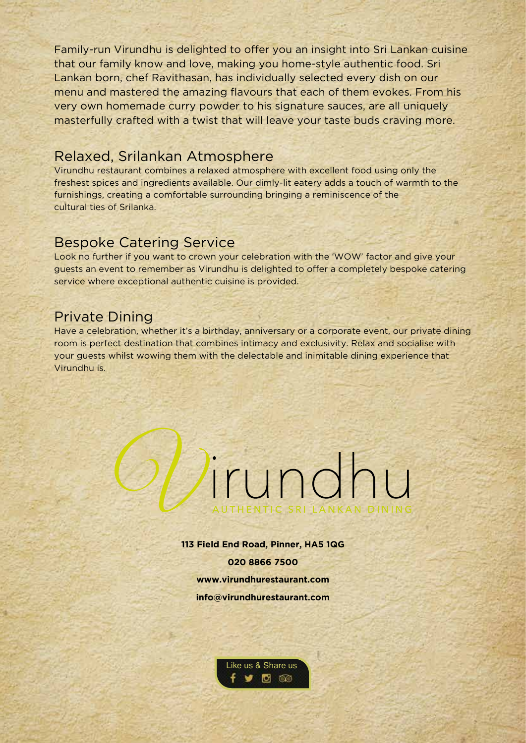Family-run Virundhu is delighted to offer you an insight into Sri Lankan cuisine that our family know and love, making you home-style authentic food. Sri Lankan born, chef Ravithasan, has individually selected every dish on our menu and mastered the amazing flavours that each of them evokes. From his very own homemade curry powder to his signature sauces, are all uniquely masterfully crafted with a twist that will leave your taste buds craving more.

## Relaxed, Srilankan Atmosphere

Virundhu restaurant combines a relaxed atmosphere with excellent food using only the freshest spices and ingredients available. Our dimly-lit eatery adds a touch of warmth to the furnishings, creating a comfortable surrounding bringing a reminiscence of the cultural ties of Srilanka.

## Bespoke Catering Service

Look no further if you want to crown your celebration with the 'WOW' factor and give your guests an event to remember as Virundhu is delighted to offer a completely bespoke catering service where exceptional authentic cuisine is provided.

## Private Dining

Have a celebration, whether it's a birthday, anniversary or a corporate event, our private dining room is perfect destination that combines intimacy and exclusivity. Relax and socialise with your guests whilst wowing them with the delectable and inimitable dining experience that Virundhu is.

# Virundhu

AUTHENTIC SRI LANKAN DINING

**113 Field End Road, Pinner, HA5 1QG**

**020 8866 7500**

**www.virundhurestaurant.com**

**info@virundhurestaurant.com**

Like us & Share us